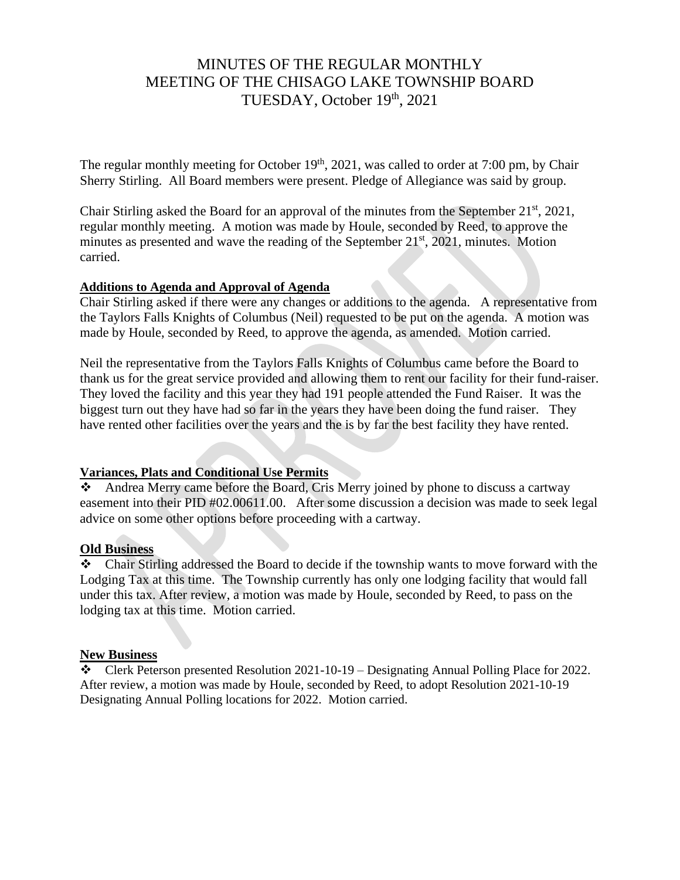# MINUTES OF THE REGULAR MONTHLY MEETING OF THE CHISAGO LAKE TOWNSHIP BOARD TUESDAY, October 19th, 2021

The regular monthly meeting for October 19th, 2021, was called to order at 7:00 pm, by Chair Sherry Stirling. All Board members were present. Pledge of Allegiance was said by group.

Chair Stirling asked the Board for an approval of the minutes from the September 21st, 2021, regular monthly meeting. A motion was made by Houle, seconded by Reed, to approve the minutes as presented and wave the reading of the September 21st, 2021, minutes. Motion carried.

**Additions to Agenda and Approval of Agenda**

Chair Stirling asked if there were any changes or additions to the agenda. A representative from the Taylors Falls Knights of Columbus (Neil) requested to be put on the agenda. A motion was made by Houle, seconded by Reed, to approve the agenda, as amended. Motion carried.

Neil the representative from the Taylors Falls Knights of Columbus came before the Board to thank us for the great service provided and allowing them to rent our facility for their fund-raiser. They loved the facility and this year they had 191 people attended the Fund Raiser. It was the biggest turn out they have had so far in the years they have been doing the fund raiser. They have rented other facilities over the years and the is by far the best facility they have rented.

**Variances, Plats and Conditional Use Permits**

- Andrea Merry came before the Board, Cris Merry joined by phone to discuss a cartway easement into their PID #02.00611.00. After some discussion a decision was made to seek legal advice on some other options before proceeding with a cartway.

**Old Business**

- Chair Stirling addressed the Board to decide if the township wants to move forward with the Lodging Tax at this time. The Township currently has only one lodging facility that would fall under this tax. After review, a motion was made by Houle, seconded by Reed, to pass on the lodging tax at this time. Motion carried.

**New Business**

- Clerk Peterson presented Resolution 2021-10-19 – Designating Annual Polling Place for 2022. After review, a motion was made by Houle, seconded by Reed, to adopt Resolution 2021-10-19 Designating Annual Polling locations for 2022. Motion carried.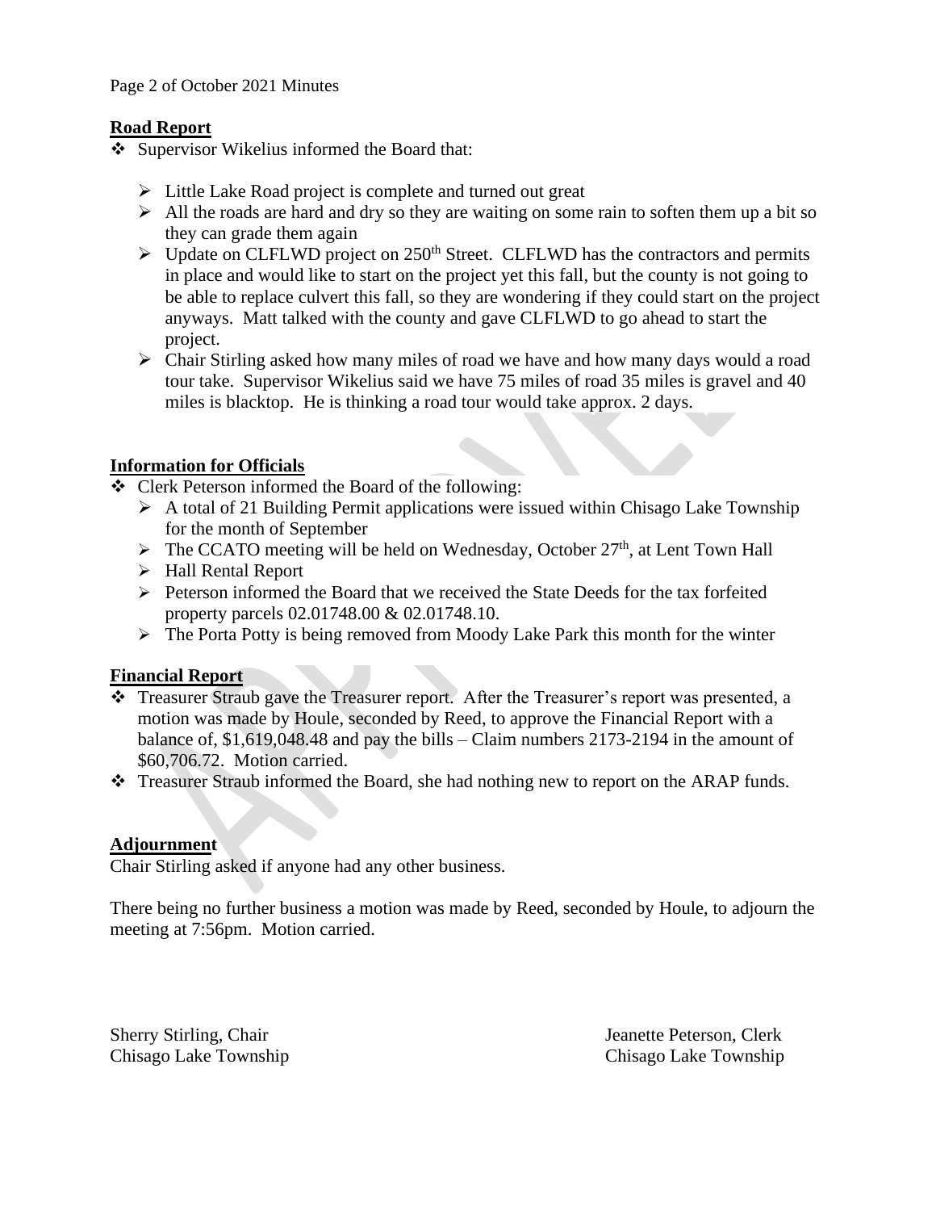Page 2 of October 2021 Minutes

**Road Report**

- Supervisor Wikelius informed the Board that:
  - Little Lake Road project is complete and turned out great
  - All the roads are hard and dry so they are waiting on some rain to soften them up a bit so they can grade them again
  - Update on CLFLWD project on 250th Street. CLFLWD has the contractors and permits in place and would like to start on the project yet this fall, but the county is not going to be able to replace culvert this fall, so they are wondering if they could start on the project anyways. Matt talked with the county and gave CLFLWD to go ahead to start the project.
  - Chair Stirling asked how many miles of road we have and how many days would a road tour take. Supervisor Wikelius said we have 75 miles of road 35 miles is gravel and 40 miles is blacktop. He is thinking a road tour would take approx. 2 days.

**Information for Officials**

- Clerk Peterson informed the Board of the following:
  - A total of 21 Building Permit applications were issued within Chisago Lake Township for the month of September
  - The CCATO meeting will be held on Wednesday, October 27th, at Lent Town Hall
  - Hall Rental Report
  - Peterson informed the Board that we received the State Deeds for the tax forfeited property parcels 02.01748.00 & 02.01748.10.
  - The Porta Potty is being removed from Moody Lake Park this month for the winter

**Financial Report**

- Treasurer Straub gave the Treasurer report. After the Treasurer's report was presented, a motion was made by Houle, seconded by Reed, to approve the Financial Report with a balance of, $1,619,048.48 and pay the bills – Claim numbers 2173-2194 in the amount of $60,706.72. Motion carried.
- Treasurer Straub informed the Board, she had nothing new to report on the ARAP funds.

**Adjournment**

Chair Stirling asked if anyone had any other business.

There being no further business a motion was made by Reed, seconded by Houle, to adjourn the meeting at 7:56pm. Motion carried.

Sherry Stirling, Chair
Chisago Lake Township

Jeanette Peterson, Clerk
Chisago Lake Township